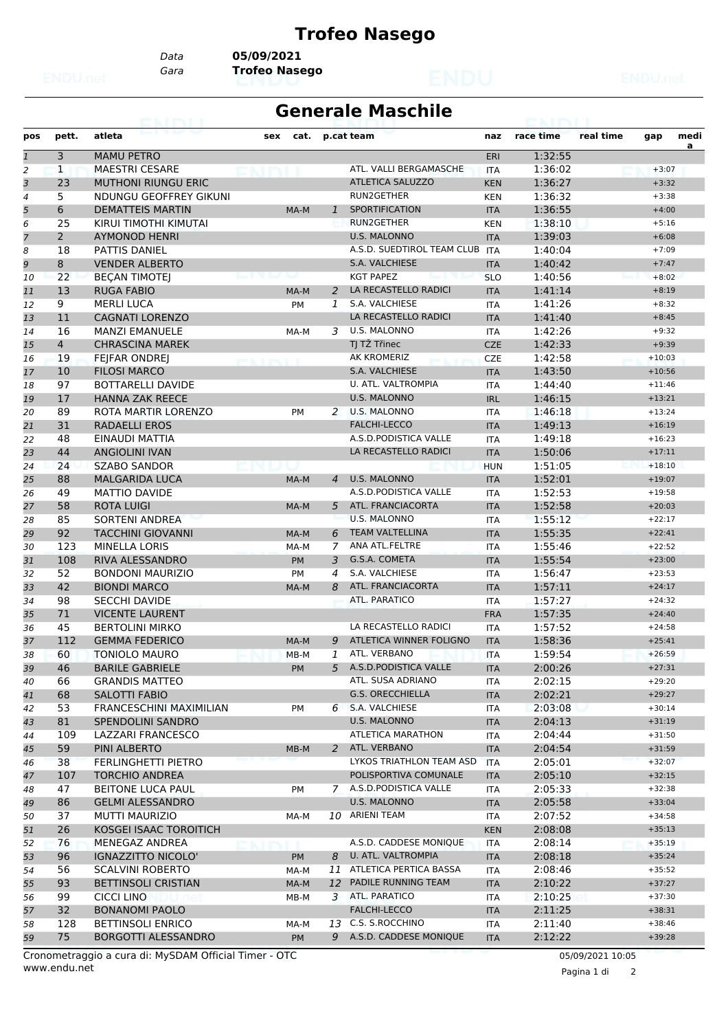# Trofeo Nasego

Data **05/09/2021**
Gara **Trofeo Nasego**

## Generale Maschile

| pos | pett. | atleta | sex | cat. | p.cat | team | naz | race time | real time | gap | medi a |
|---|---|---|---|---|---|---|---|---|---|---|---|
| 1 | 3 | MAMU PETRO | | | | | ERI | 1:32:55 | | | |
| 2 | 1 | MAESTRI CESARE | | | | ATL. VALLI BERGAMASCHE | ITA | 1:36:02 | | +3:07 | |
| 3 | 23 | MUTHONI RIUNGU ERIC | | | | ATLETICA SALUZZO | KEN | 1:36:27 | | +3:32 | |
| 4 | 5 | NDUNGU GEOFFREY GIKUNI | | | | RUN2GETHER | KEN | 1:36:32 | | +3:38 | |
| 5 | 6 | DEMATTEIS MARTIN | | MA-M | 1 | SPORTIFICATION | ITA | 1:36:55 | | +4:00 | |
| 6 | 25 | KIRUI TIMOTHI KIMUTAI | | | | RUN2GETHER | KEN | 1:38:10 | | +5:16 | |
| 7 | 2 | AYMONOD HENRI | | | | U.S. MALONNO | ITA | 1:39:03 | | +6:08 | |
| 8 | 18 | PATTIS DANIEL | | | | A.S.D. SUEDTIROL TEAM CLUB | ITA | 1:40:04 | | +7:09 | |
| 9 | 8 | VENDER ALBERTO | | | | S.A. VALCHIESE | ITA | 1:40:42 | | +7:47 | |
| 10 | 22 | BEÇAN TIMOTEJ | | | | KGT PAPEZ | SLO | 1:40:56 | | +8:02 | |
| 11 | 13 | RUGA FABIO | | MA-M | 2 | LA RECASTELLO RADICI | ITA | 1:41:14 | | +8:19 | |
| 12 | 9 | MERLI LUCA | | PM | 1 | S.A. VALCHIESE | ITA | 1:41:26 | | +8:32 | |
| 13 | 11 | CAGNATI LORENZO | | | | LA RECASTELLO RADICI | ITA | 1:41:40 | | +8:45 | |
| 14 | 16 | MANZI EMANUELE | | MA-M | 3 | U.S. MALONNO | ITA | 1:42:26 | | +9:32 | |
| 15 | 4 | CHRASCINA MAREK | | | | TJ TŽ Třinec | CZE | 1:42:33 | | +9:39 | |
| 16 | 19 | FEJFAR ONDREJ | | | | AK KROMERIZ | CZE | 1:42:58 | | +10:03 | |
| 17 | 10 | FILOSI MARCO | | | | S.A. VALCHIESE | ITA | 1:43:50 | | +10:56 | |
| 18 | 97 | BOTTARELLI DAVIDE | | | | U. ATL. VALTROMPIA | ITA | 1:44:40 | | +11:46 | |
| 19 | 17 | HANNA ZAK REECE | | | | U.S. MALONNO | IRL | 1:46:15 | | +13:21 | |
| 20 | 89 | ROTA MARTIR LORENZO | | PM | 2 | U.S. MALONNO | ITA | 1:46:18 | | +13:24 | |
| 21 | 31 | RADAELLI EROS | | | | FALCHI-LECCO | ITA | 1:49:13 | | +16:19 | |
| 22 | 48 | EINAUDI MATTIA | | | | A.S.D.PODISTICA VALLE | ITA | 1:49:18 | | +16:23 | |
| 23 | 44 | ANGIOLINI IVAN | | | | LA RECASTELLO RADICI | ITA | 1:50:06 | | +17:11 | |
| 24 | 24 | SZABO SANDOR | | | | | HUN | 1:51:05 | | +18:10 | |
| 25 | 88 | MALGARIDA LUCA | | MA-M | 4 | U.S. MALONNO | ITA | 1:52:01 | | +19:07 | |
| 26 | 49 | MATTIO DAVIDE | | | | A.S.D.PODISTICA VALLE | ITA | 1:52:53 | | +19:58 | |
| 27 | 58 | ROTA LUIGI | | MA-M | 5 | ATL. FRANCIACORTA | ITA | 1:52:58 | | +20:03 | |
| 28 | 85 | SORTENI ANDREA | | | | U.S. MALONNO | ITA | 1:55:12 | | +22:17 | |
| 29 | 92 | TACCHINI GIOVANNI | | MA-M | 6 | TEAM VALTELLINA | ITA | 1:55:35 | | +22:41 | |
| 30 | 123 | MINELLA LORIS | | MA-M | 7 | ANA ATL.FELTRE | ITA | 1:55:46 | | +22:52 | |
| 31 | 108 | RIVA ALESSANDRO | | PM | 3 | G.S.A. COMETA | ITA | 1:55:54 | | +23:00 | |
| 32 | 52 | BONDONI MAURIZIO | | PM | 4 | S.A. VALCHIESE | ITA | 1:56:47 | | +23:53 | |
| 33 | 42 | BIONDI MARCO | | MA-M | 8 | ATL. FRANCIACORTA | ITA | 1:57:11 | | +24:17 | |
| 34 | 98 | SECCHI DAVIDE | | | | ATL. PARATICO | ITA | 1:57:27 | | +24:32 | |
| 35 | 71 | VICENTE LAURENT | | | | | FRA | 1:57:35 | | +24:40 | |
| 36 | 45 | BERTOLINI MIRKO | | | | LA RECASTELLO RADICI | ITA | 1:57:52 | | +24:58 | |
| 37 | 112 | GEMMA FEDERICO | | MA-M | 9 | ATLETICA WINNER FOLIGNO | ITA | 1:58:36 | | +25:41 | |
| 38 | 60 | TONIOLO MAURO | | MB-M | 1 | ATL. VERBANO | ITA | 1:59:54 | | +26:59 | |
| 39 | 46 | BARILE GABRIELE | | PM | 5 | A.S.D.PODISTICA VALLE | ITA | 2:00:26 | | +27:31 | |
| 40 | 66 | GRANDIS MATTEO | | | | ATL. SUSA ADRIANO | ITA | 2:02:15 | | +29:20 | |
| 41 | 68 | SALOTTI FABIO | | | | G.S. ORECCHIELLA | ITA | 2:02:21 | | +29:27 | |
| 42 | 53 | FRANCESCHINI MAXIMILIAN | | PM | 6 | S.A. VALCHIESE | ITA | 2:03:08 | | +30:14 | |
| 43 | 81 | SPENDOLINI SANDRO | | | | U.S. MALONNO | ITA | 2:04:13 | | +31:19 | |
| 44 | 109 | LAZZARI FRANCESCO | | | | ATLETICA MARATHON | ITA | 2:04:44 | | +31:50 | |
| 45 | 59 | PINI ALBERTO | | MB-M | 2 | ATL. VERBANO | ITA | 2:04:54 | | +31:59 | |
| 46 | 38 | FERLINGHETTI PIETRO | | | | LYKOS TRIATHLON TEAM ASD | ITA | 2:05:01 | | +32:07 | |
| 47 | 107 | TORCHIO ANDREA | | | | POLISPORTIVA COMUNALE | ITA | 2:05:10 | | +32:15 | |
| 48 | 47 | BEITONE LUCA PAUL | | PM | 7 | A.S.D.PODISTICA VALLE | ITA | 2:05:33 | | +32:38 | |
| 49 | 86 | GELMI ALESSANDRO | | | | U.S. MALONNO | ITA | 2:05:58 | | +33:04 | |
| 50 | 37 | MUTTI MAURIZIO | | MA-M | 10 | ARIENI TEAM | ITA | 2:07:52 | | +34:58 | |
| 51 | 26 | KOSGEI ISAAC TOROITICH | | | | | KEN | 2:08:08 | | +35:13 | |
| 52 | 76 | MENEGAZ ANDREA | | | | A.S.D. CADDESE MONIQUE | ITA | 2:08:14 | | +35:19 | |
| 53 | 96 | IGNAZZITTO NICOLO' | | PM | 8 | U. ATL. VALTROMPIA | ITA | 2:08:18 | | +35:24 | |
| 54 | 56 | SCALVINI ROBERTO | | MA-M | 11 | ATLETICA PERTICA BASSA | ITA | 2:08:46 | | +35:52 | |
| 55 | 93 | BETTINSOLI CRISTIAN | | MA-M | 12 | PADILE RUNNING TEAM | ITA | 2:10:22 | | +37:27 | |
| 56 | 99 | CICCI LINO | | MB-M | 3 | ATL. PARATICO | ITA | 2:10:25 | | +37:30 | |
| 57 | 32 | BONANOMI PAOLO | | | | FALCHI-LECCO | ITA | 2:11:25 | | +38:31 | |
| 58 | 128 | BETTINSOLI ENRICO | | MA-M | 13 | C.S. S.ROCCHINO | ITA | 2:11:40 | | +38:46 | |
| 59 | 75 | BORGOTTI ALESSANDRO | | PM | 9 | A.S.D. CADDESE MONIQUE | ITA | 2:12:22 | | +39:28 | |

Cronometraggio a cura di: MySDAM Official Timer - OTC
www.endu.net

05/09/2021 10:05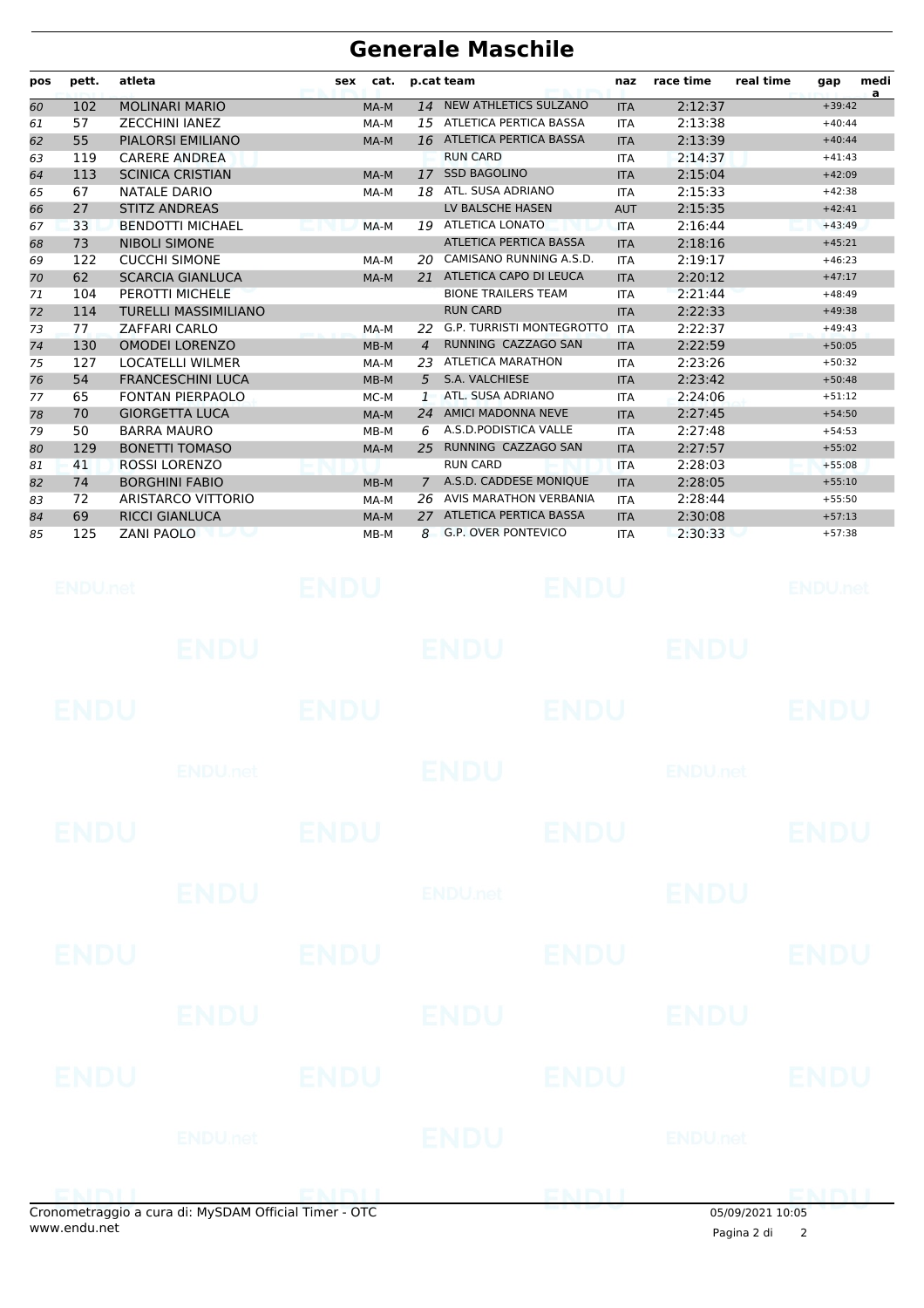# Generale Maschile

| pos | pett. | atleta | sex | cat. | p.cat | team | naz | race time | real time | gap | media |
|---|---|---|---|---|---|---|---|---|---|---|---|
| 60 | 102 | MOLINARI MARIO | | MA-M | 14 | NEW ATHLETICS SULZANO | ITA | 2:12:37 | | +39:42 | |
| 61 | 57 | ZECCHINI IANEZ | | MA-M | 15 | ATLETICA PERTICA BASSA | ITA | 2:13:38 | | +40:44 | |
| 62 | 55 | PIALORSI EMILIANO | | MA-M | 16 | ATLETICA PERTICA BASSA | ITA | 2:13:39 | | +40:44 | |
| 63 | 119 | CARERE ANDREA | | | | RUN CARD | ITA | 2:14:37 | | +41:43 | |
| 64 | 113 | SCINICA CRISTIAN | | MA-M | 17 | SSD BAGOLINO | ITA | 2:15:04 | | +42:09 | |
| 65 | 67 | NATALE DARIO | | MA-M | 18 | ATL. SUSA ADRIANO | ITA | 2:15:33 | | +42:38 | |
| 66 | 27 | STITZ ANDREAS | | | | LV BALSCHE HASEN | AUT | 2:15:35 | | +42:41 | |
| 67 | 33 | BENDOTTI MICHAEL | | MA-M | 19 | ATLETICA LONATO | ITA | 2:16:44 | | +43:49 | |
| 68 | 73 | NIBOLI SIMONE | | | | ATLETICA PERTICA BASSA | ITA | 2:18:16 | | +45:21 | |
| 69 | 122 | CUCCHI SIMONE | | MA-M | 20 | CAMISANO RUNNING A.S.D. | ITA | 2:19:17 | | +46:23 | |
| 70 | 62 | SCARCIA GIANLUCA | | MA-M | 21 | ATLETICA CAPO DI LEUCA | ITA | 2:20:12 | | +47:17 | |
| 71 | 104 | PEROTTI MICHELE | | | | BIONE TRAILERS TEAM | ITA | 2:21:44 | | +48:49 | |
| 72 | 114 | TURELLI MASSIMILIANO | | | | RUN CARD | ITA | 2:22:33 | | +49:38 | |
| 73 | 77 | ZAFFARI CARLO | | MA-M | 22 | G.P. TURRISTI MONTEGROTTO | ITA | 2:22:37 | | +49:43 | |
| 74 | 130 | OMODEI LORENZO | | MB-M | 4 | RUNNING CAZZAGO SAN | ITA | 2:22:59 | | +50:05 | |
| 75 | 127 | LOCATELLI WILMER | | MA-M | 23 | ATLETICA MARATHON | ITA | 2:23:26 | | +50:32 | |
| 76 | 54 | FRANCESCHINI LUCA | | MB-M | 5 | S.A. VALCHIESE | ITA | 2:23:42 | | +50:48 | |
| 77 | 65 | FONTAN PIERPAOLO | | MC-M | 1 | ATL. SUSA ADRIANO | ITA | 2:24:06 | | +51:12 | |
| 78 | 70 | GIORGETTA LUCA | | MA-M | 24 | AMICI MADONNA NEVE | ITA | 2:27:45 | | +54:50 | |
| 79 | 50 | BARRA MAURO | | MB-M | 6 | A.S.D.PODISTICA VALLE | ITA | 2:27:48 | | +54:53 | |
| 80 | 129 | BONETTI TOMASO | | MA-M | 25 | RUNNING CAZZAGO SAN | ITA | 2:27:57 | | +55:02 | |
| 81 | 41 | ROSSI LORENZO | | | | RUN CARD | ITA | 2:28:03 | | +55:08 | |
| 82 | 74 | BORGHINI FABIO | | MB-M | 7 | A.S.D. CADDESE MONIQUE | ITA | 2:28:05 | | +55:10 | |
| 83 | 72 | ARISTARCO VITTORIO | | MA-M | 26 | AVIS MARATHON VERBANIA | ITA | 2:28:44 | | +55:50 | |
| 84 | 69 | RICCI GIANLUCA | | MA-M | 27 | ATLETICA PERTICA BASSA | ITA | 2:30:08 | | +57:13 | |
| 85 | 125 | ZANI PAOLO | | MB-M | 8 | G.P. OVER PONTEVICO | ITA | 2:30:33 | | +57:38 | |

Cronometraggio a cura di: MySDAM Official Timer - OTC
www.endu.net

05/09/2021 10:05